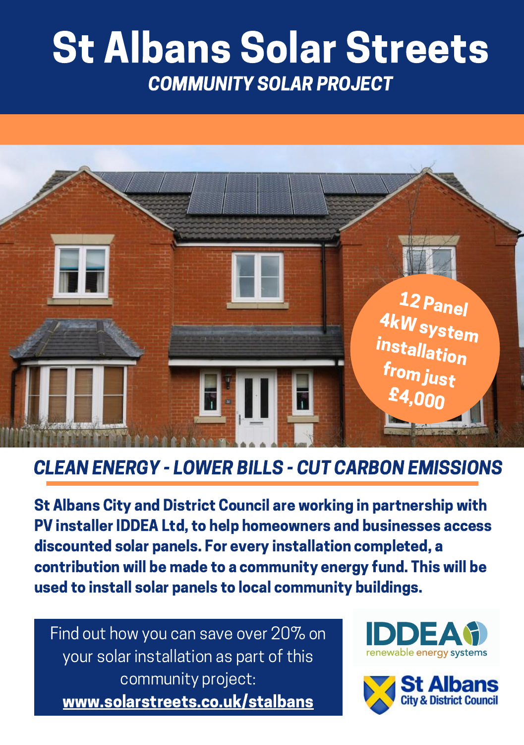# St Albans Solar Streets

## *COMMUNITY SOLAR PROJECT*

12 Panel 4kW system installation from just £4,000

## *CLEAN ENERGY - LOWER BILLS - CUT CARBON EMISSIONS*

**St Albans City and District Council are working in partnership with PV installer IDDEA Ltd, to help homeowners and businesses access discounted solar panels. For every installation completed, a contribution will be made to a community energy fund. This will be used to install solar panels to local community buildings.**

Find out how you can save over 20% on your solar installation as part of this community project:
**www.solarstreets.co.uk/stalbans**

IDDEA renewable energy systems

St Albans City & District Council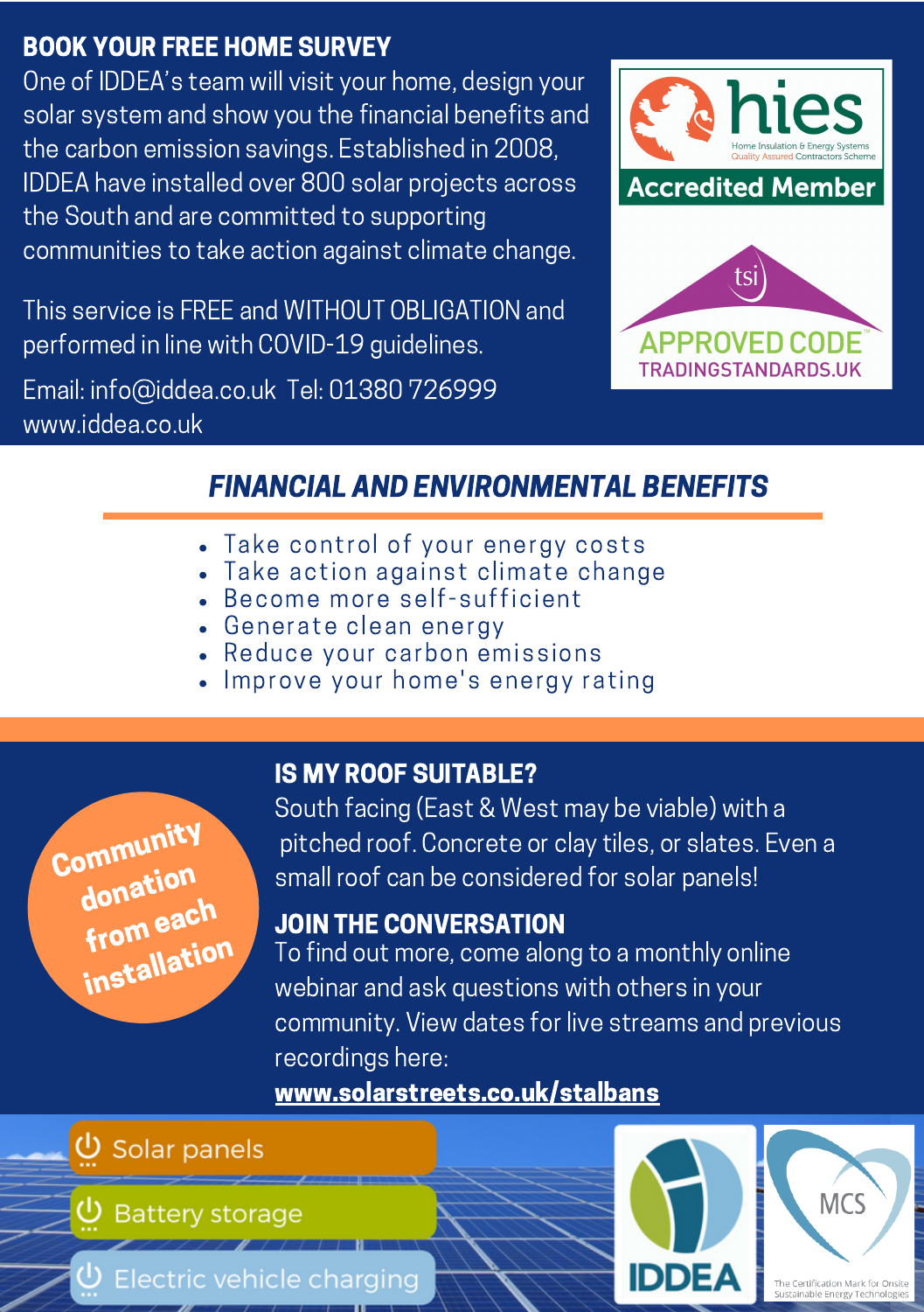## BOOK YOUR FREE HOME SURVEY

One of IDDEA's team will visit your home, design your solar system and show you the financial benefits and the carbon emission savings. Established in 2008, IDDEA have installed over 800 solar projects across the South and are committed to supporting communities to take action against climate change.

This service is FREE and WITHOUT OBLIGATION and performed in line with COVID-19 guidelines.

Email: info@iddea.co.uk Tel: 01380 726999
www.iddea.co.uk

hies
Home Insulation & Energy Systems Quality Assured Contractors Scheme
Accredited Member

tsi
APPROVED CODE
TRADINGSTANDARDS.UK

## *FINANCIAL AND ENVIRONMENTAL BENEFITS*

- Take control of your energy costs
- Take action against climate change
- Become more self-sufficient
- Generate clean energy
- Reduce your carbon emissions
- Improve your home's energy rating

**Community donation from each installation**

## IS MY ROOF SUITABLE?

South facing (East & West may be viable) with a pitched roof. Concrete or clay tiles, or slates. Even a small roof can be considered for solar panels!

## JOIN THE CONVERSATION

To find out more, come along to a monthly online webinar and ask questions with others in your community. View dates for live streams and previous recordings here:

**www.solarstreets.co.uk/stalbans**

- Solar panels
- Battery storage
- Electric vehicle charging

IDDEA

MCS
The Certification Mark for Onsite Sustainable Energy Technologies